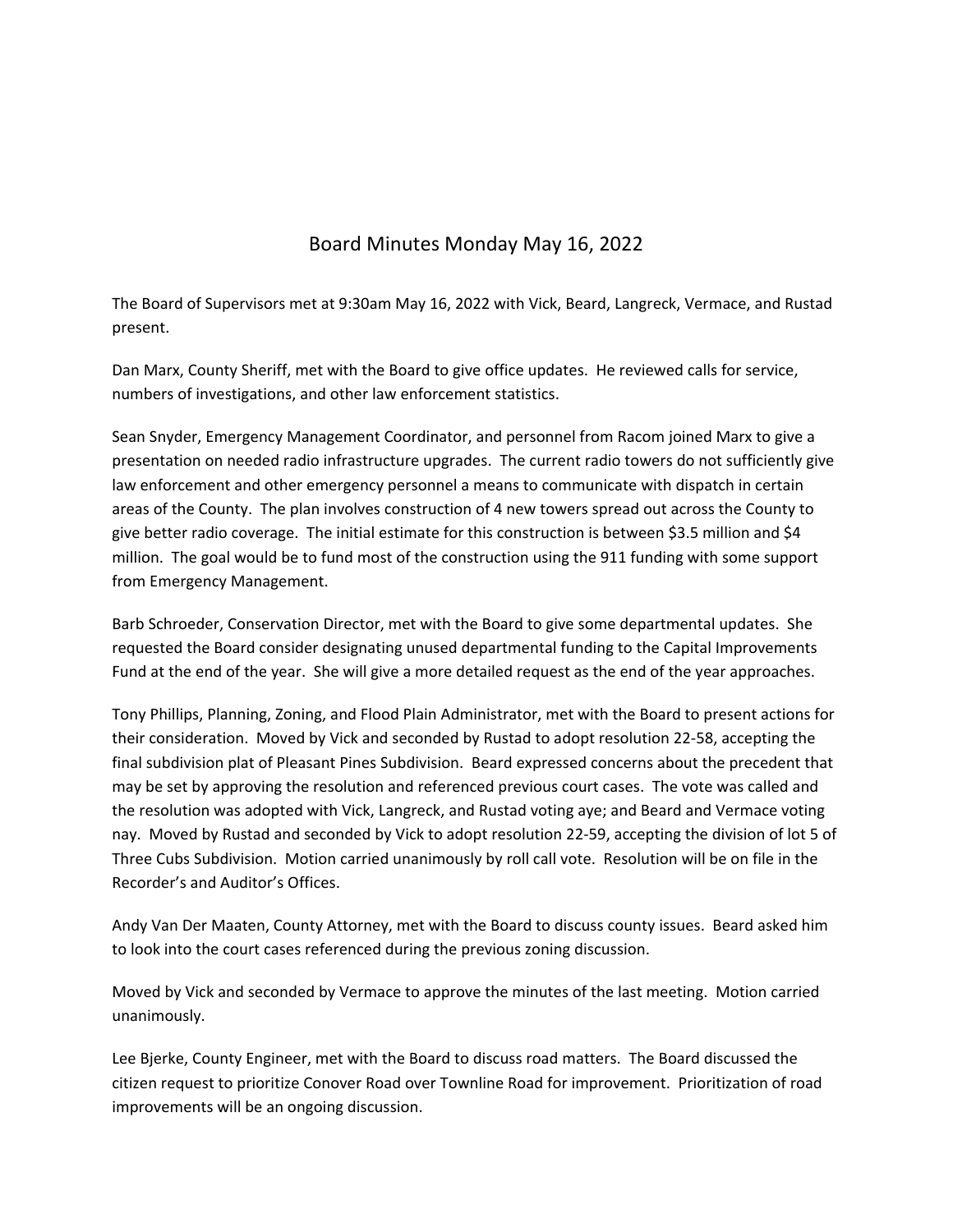# Board Minutes Monday May 16, 2022

The Board of Supervisors met at 9:30am May 16, 2022 with Vick, Beard, Langreck, Vermace, and Rustad present.

Dan Marx, County Sheriff, met with the Board to give office updates. He reviewed calls for service, numbers of investigations, and other law enforcement statistics.

Sean Snyder, Emergency Management Coordinator, and personnel from Racom joined Marx to give a presentation on needed radio infrastructure upgrades. The current radio towers do not sufficiently give law enforcement and other emergency personnel a means to communicate with dispatch in certain areas of the County. The plan involves construction of 4 new towers spread out across the County to give better radio coverage. The initial estimate for this construction is between $3.5 million and $4 million. The goal would be to fund most of the construction using the 911 funding with some support from Emergency Management.

Barb Schroeder, Conservation Director, met with the Board to give some departmental updates. She requested the Board consider designating unused departmental funding to the Capital Improvements Fund at the end of the year. She will give a more detailed request as the end of the year approaches.

Tony Phillips, Planning, Zoning, and Flood Plain Administrator, met with the Board to present actions for their consideration. Moved by Vick and seconded by Rustad to adopt resolution 22-58, accepting the final subdivision plat of Pleasant Pines Subdivision. Beard expressed concerns about the precedent that may be set by approving the resolution and referenced previous court cases. The vote was called and the resolution was adopted with Vick, Langreck, and Rustad voting aye; and Beard and Vermace voting nay. Moved by Rustad and seconded by Vick to adopt resolution 22-59, accepting the division of lot 5 of Three Cubs Subdivision. Motion carried unanimously by roll call vote. Resolution will be on file in the Recorder's and Auditor's Offices.

Andy Van Der Maaten, County Attorney, met with the Board to discuss county issues. Beard asked him to look into the court cases referenced during the previous zoning discussion.

Moved by Vick and seconded by Vermace to approve the minutes of the last meeting. Motion carried unanimously.

Lee Bjerke, County Engineer, met with the Board to discuss road matters. The Board discussed the citizen request to prioritize Conover Road over Townline Road for improvement. Prioritization of road improvements will be an ongoing discussion.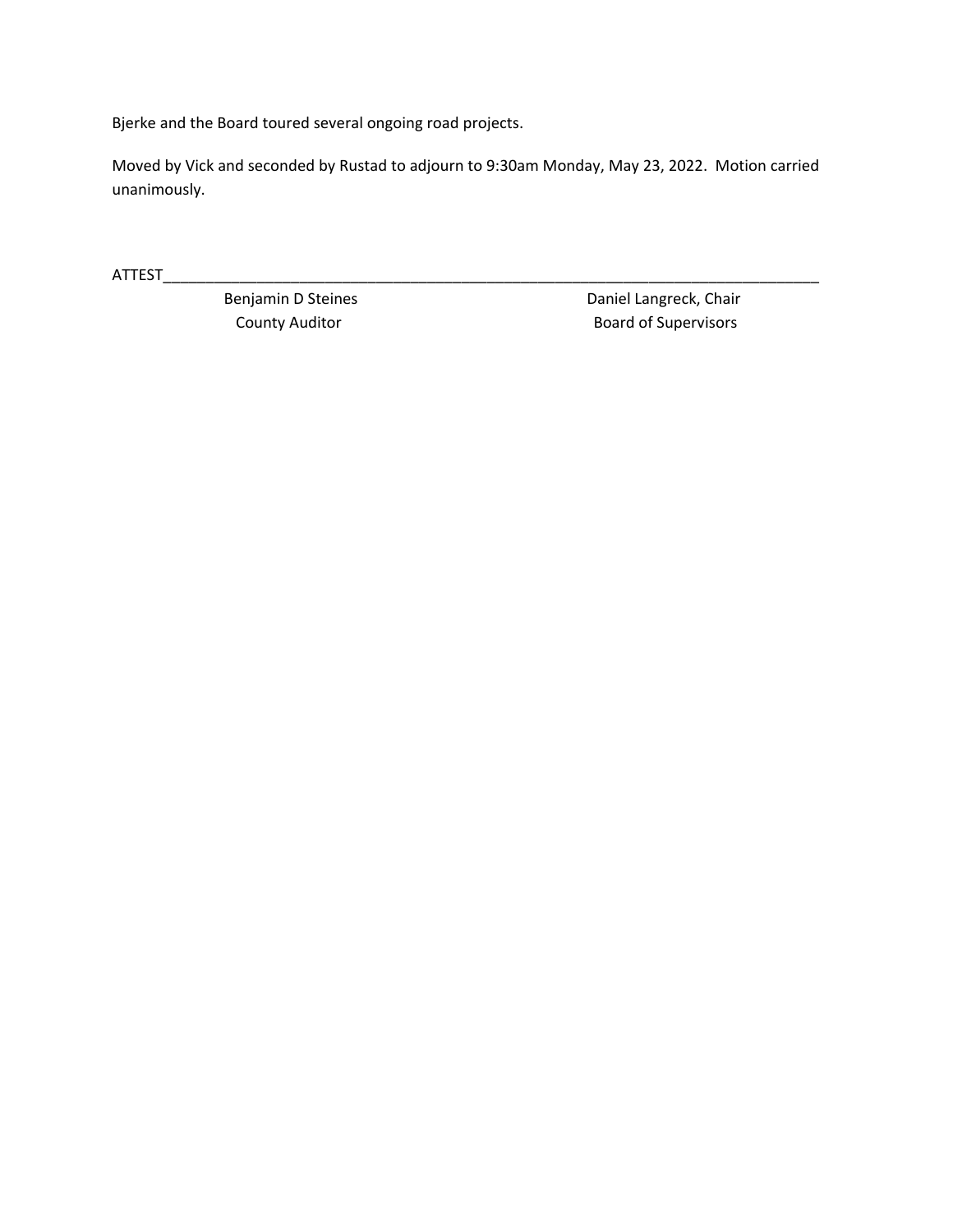Bjerke and the Board toured several ongoing road projects.

Moved by Vick and seconded by Rustad to adjourn to 9:30am Monday, May 23, 2022. Motion carried unanimously.

ATTEST_______________________________________________________________________________

Benjamin D Steines
County Auditor

Daniel Langreck, Chair
Board of Supervisors